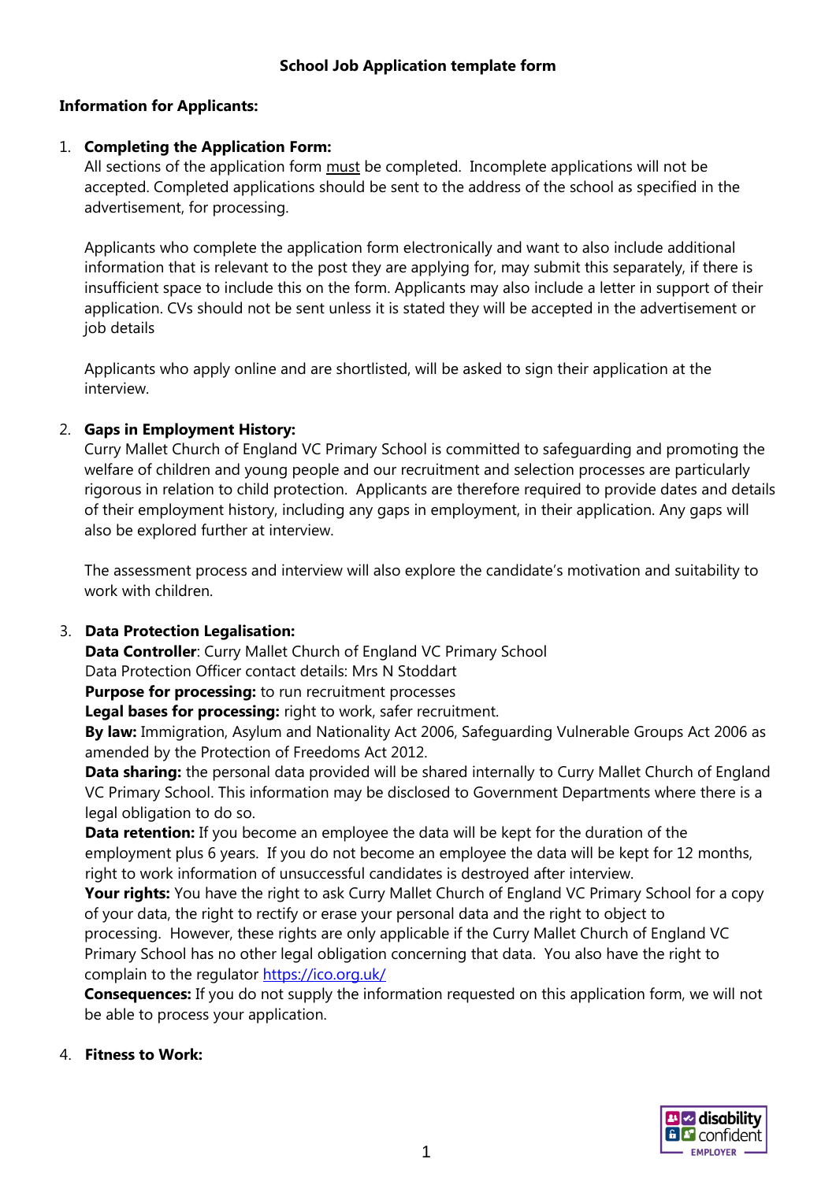# School Job Application template form

**Information for Applicants:**

1. **Completing the Application Form:**
   All sections of the application form <u>must</u> be completed. Incomplete applications will not be accepted. Completed applications should be sent to the address of the school as specified in the advertisement, for processing.

   Applicants who complete the application form electronically and want to also include additional information that is relevant to the post they are applying for, may submit this separately, if there is insufficient space to include this on the form. Applicants may also include a letter in support of their application. CVs should not be sent unless it is stated they will be accepted in the advertisement or job details

   Applicants who apply online and are shortlisted, will be asked to sign their application at the interview.

2. **Gaps in Employment History:**
   Curry Mallet Church of England VC Primary School is committed to safeguarding and promoting the welfare of children and young people and our recruitment and selection processes are particularly rigorous in relation to child protection. Applicants are therefore required to provide dates and details of their employment history, including any gaps in employment, in their application. Any gaps will also be explored further at interview.

   The assessment process and interview will also explore the candidate's motivation and suitability to work with children.

3. **Data Protection Legalisation:**
   **Data Controller**: Curry Mallet Church of England VC Primary School
   Data Protection Officer contact details: Mrs N Stoddart
   **Purpose for processing:** to run recruitment processes
   **Legal bases for processing:** right to work, safer recruitment.
   **By law:** Immigration, Asylum and Nationality Act 2006, Safeguarding Vulnerable Groups Act 2006 as amended by the Protection of Freedoms Act 2012.
   **Data sharing:** the personal data provided will be shared internally to Curry Mallet Church of England VC Primary School. This information may be disclosed to Government Departments where there is a legal obligation to do so.
   **Data retention:** If you become an employee the data will be kept for the duration of the employment plus 6 years. If you do not become an employee the data will be kept for 12 months, right to work information of unsuccessful candidates is destroyed after interview.
   **Your rights:** You have the right to ask Curry Mallet Church of England VC Primary School for a copy of your data, the right to rectify or erase your personal data and the right to object to processing. However, these rights are only applicable if the Curry Mallet Church of England VC Primary School has no other legal obligation concerning that data. You also have the right to complain to the regulator https://ico.org.uk/
   **Consequences:** If you do not supply the information requested on this application form, we will not be able to process your application.

4. **Fitness to Work:**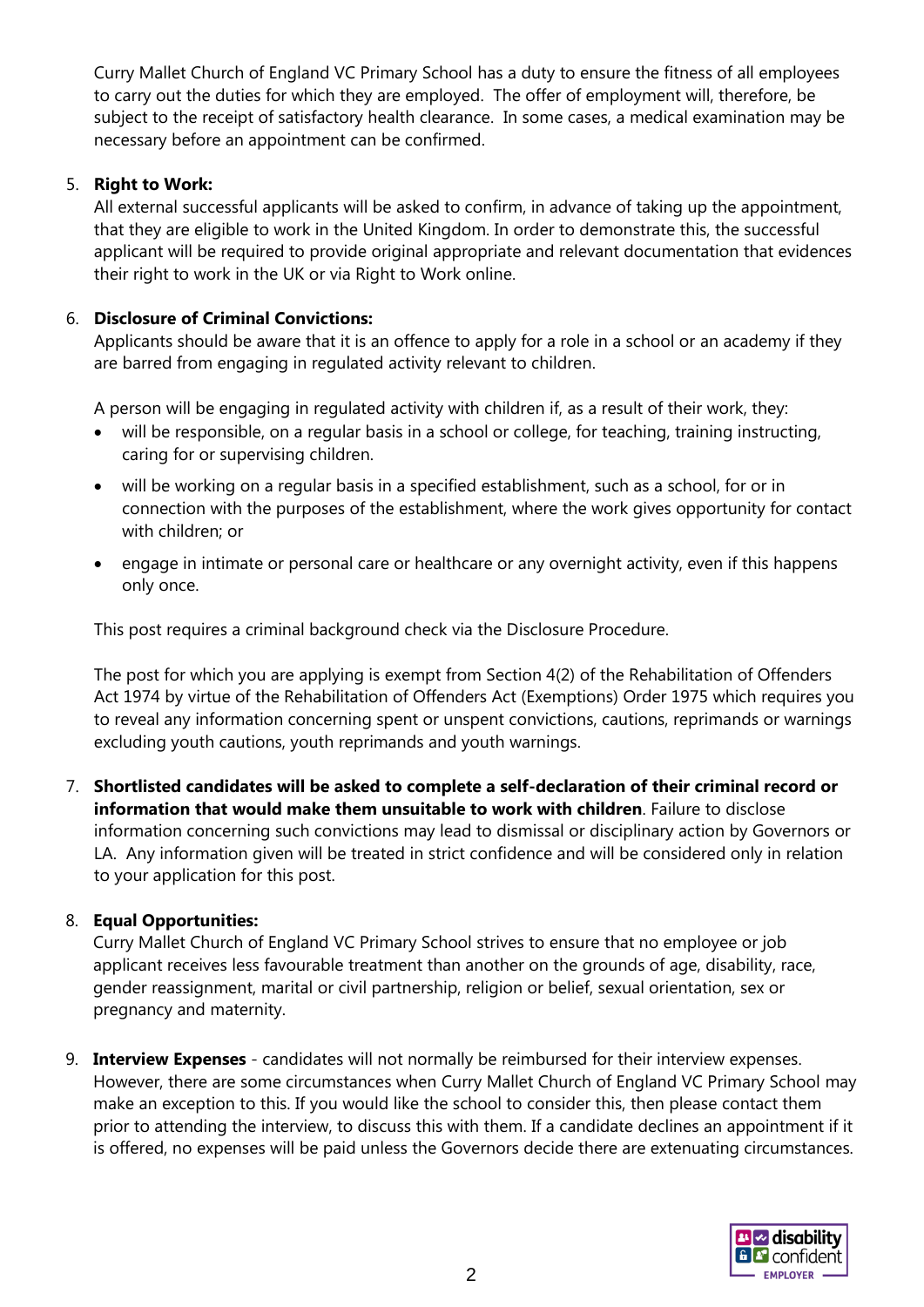Curry Mallet Church of England VC Primary School has a duty to ensure the fitness of all employees to carry out the duties for which they are employed. The offer of employment will, therefore, be subject to the receipt of satisfactory health clearance. In some cases, a medical examination may be necessary before an appointment can be confirmed.

5. **Right to Work:**
   All external successful applicants will be asked to confirm, in advance of taking up the appointment, that they are eligible to work in the United Kingdom. In order to demonstrate this, the successful applicant will be required to provide original appropriate and relevant documentation that evidences their right to work in the UK or via Right to Work online.

6. **Disclosure of Criminal Convictions:**
   Applicants should be aware that it is an offence to apply for a role in a school or an academy if they are barred from engaging in regulated activity relevant to children.

   A person will be engaging in regulated activity with children if, as a result of their work, they:

   - will be responsible, on a regular basis in a school or college, for teaching, training instructing, caring for or supervising children.
   - will be working on a regular basis in a specified establishment, such as a school, for or in connection with the purposes of the establishment, where the work gives opportunity for contact with children; or
   - engage in intimate or personal care or healthcare or any overnight activity, even if this happens only once.

   This post requires a criminal background check via the Disclosure Procedure.

   The post for which you are applying is exempt from Section 4(2) of the Rehabilitation of Offenders Act 1974 by virtue of the Rehabilitation of Offenders Act (Exemptions) Order 1975 which requires you to reveal any information concerning spent or unspent convictions, cautions, reprimands or warnings excluding youth cautions, youth reprimands and youth warnings.

7. **Shortlisted candidates will be asked to complete a self-declaration of their criminal record or information that would make them unsuitable to work with children**. Failure to disclose information concerning such convictions may lead to dismissal or disciplinary action by Governors or LA. Any information given will be treated in strict confidence and will be considered only in relation to your application for this post.

8. **Equal Opportunities:**
   Curry Mallet Church of England VC Primary School strives to ensure that no employee or job applicant receives less favourable treatment than another on the grounds of age, disability, race, gender reassignment, marital or civil partnership, religion or belief, sexual orientation, sex or pregnancy and maternity.

9. **Interview Expenses** - candidates will not normally be reimbursed for their interview expenses. However, there are some circumstances when Curry Mallet Church of England VC Primary School may make an exception to this. If you would like the school to consider this, then please contact them prior to attending the interview, to discuss this with them. If a candidate declines an appointment if it is offered, no expenses will be paid unless the Governors decide there are extenuating circumstances.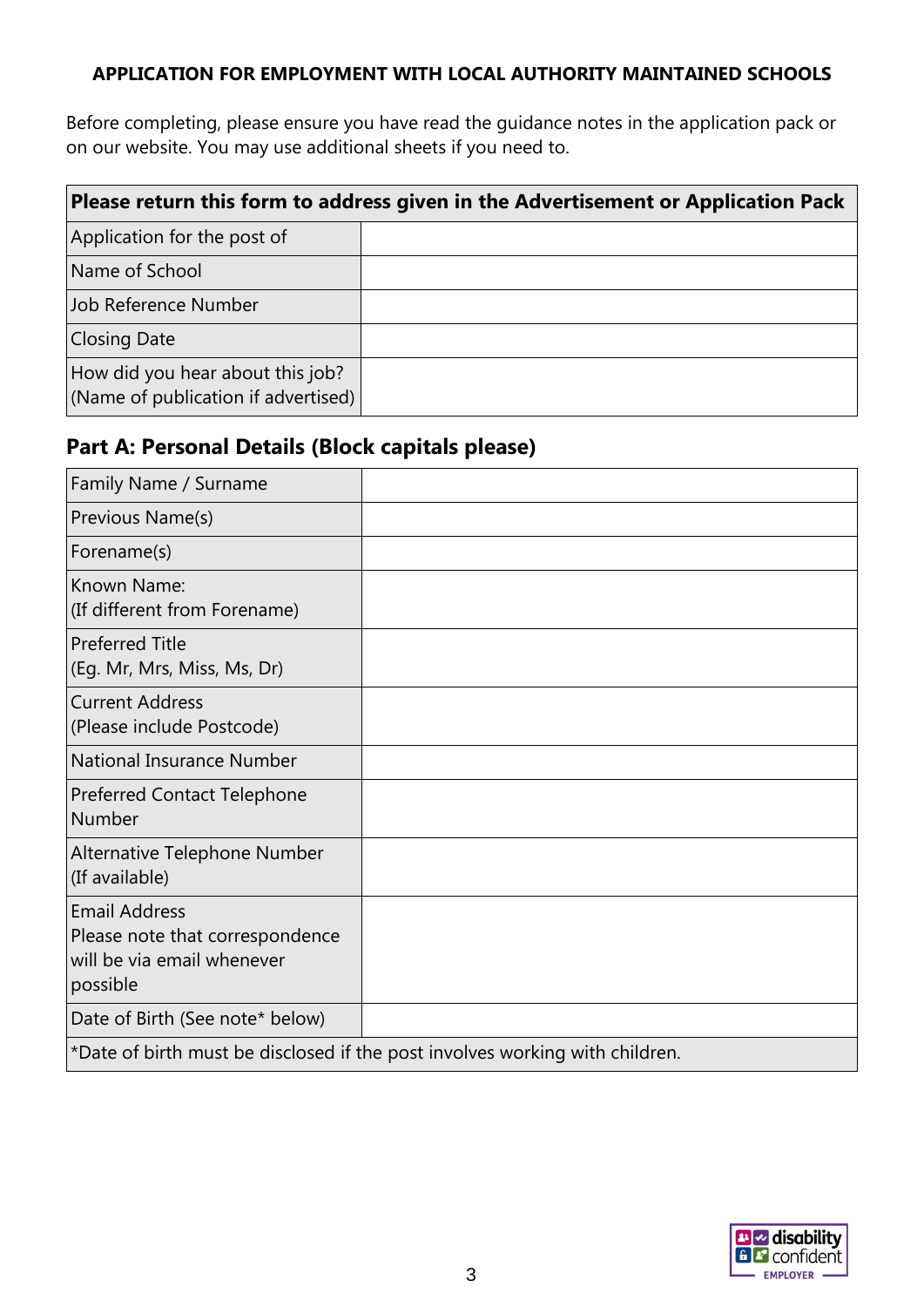**APPLICATION FOR EMPLOYMENT WITH LOCAL AUTHORITY MAINTAINED SCHOOLS**

Before completing, please ensure you have read the guidance notes in the application pack or on our website. You may use additional sheets if you need to.

| **Please return this form to address given in the Advertisement or Application Pack** | |
|---|---|
| Application for the post of | |
| Name of School | |
| Job Reference Number | |
| Closing Date | |
| How did you hear about this job? (Name of publication if advertised) | |

## Part A: Personal Details (Block capitals please)

| Family Name / Surname | |
|---|---|
| Previous Name(s) | |
| Forename(s) | |
| Known Name: (If different from Forename) | |
| Preferred Title (Eg. Mr, Mrs, Miss, Ms, Dr) | |
| Current Address (Please include Postcode) | |
| National Insurance Number | |
| Preferred Contact Telephone Number | |
| Alternative Telephone Number (If available) | |
| Email Address Please note that correspondence will be via email whenever possible | |
| Date of Birth (See note* below) | |
| *Date of birth must be disclosed if the post involves working with children. | |

disability confident EMPLOYER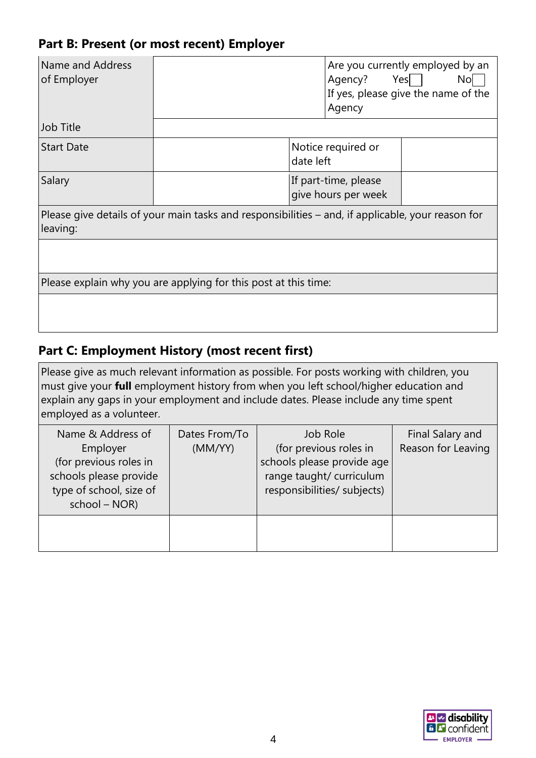## Part B: Present (or most recent) Employer

| Name and Address of Employer | | Are you currently employed by an Agency? Yes ☐ No ☐ If yes, please give the name of the Agency |
|---|---|---|
| Job Title | | |

| Start Date | | Notice required or date left | |
|---|---|---|---|
| Salary | | If part-time, please give hours per week | |

| Please give details of your main tasks and responsibilities – and, if applicable, your reason for leaving: |
|---|
| |
| Please explain why you are applying for this post at this time: |
| |

## Part C: Employment History (most recent first)

Please give as much relevant information as possible. For posts working with children, you must give your **full** employment history from when you left school/higher education and explain any gaps in your employment and include dates. Please include any time spent employed as a volunteer.

| Name & Address of Employer (for previous roles in schools please provide type of school, size of school – NOR) | Dates From/To (MM/YY) | Job Role (for previous roles in schools please provide age range taught/ curriculum responsibilities/ subjects) | Final Salary and Reason for Leaving |
|---|---|---|---|
| | | | |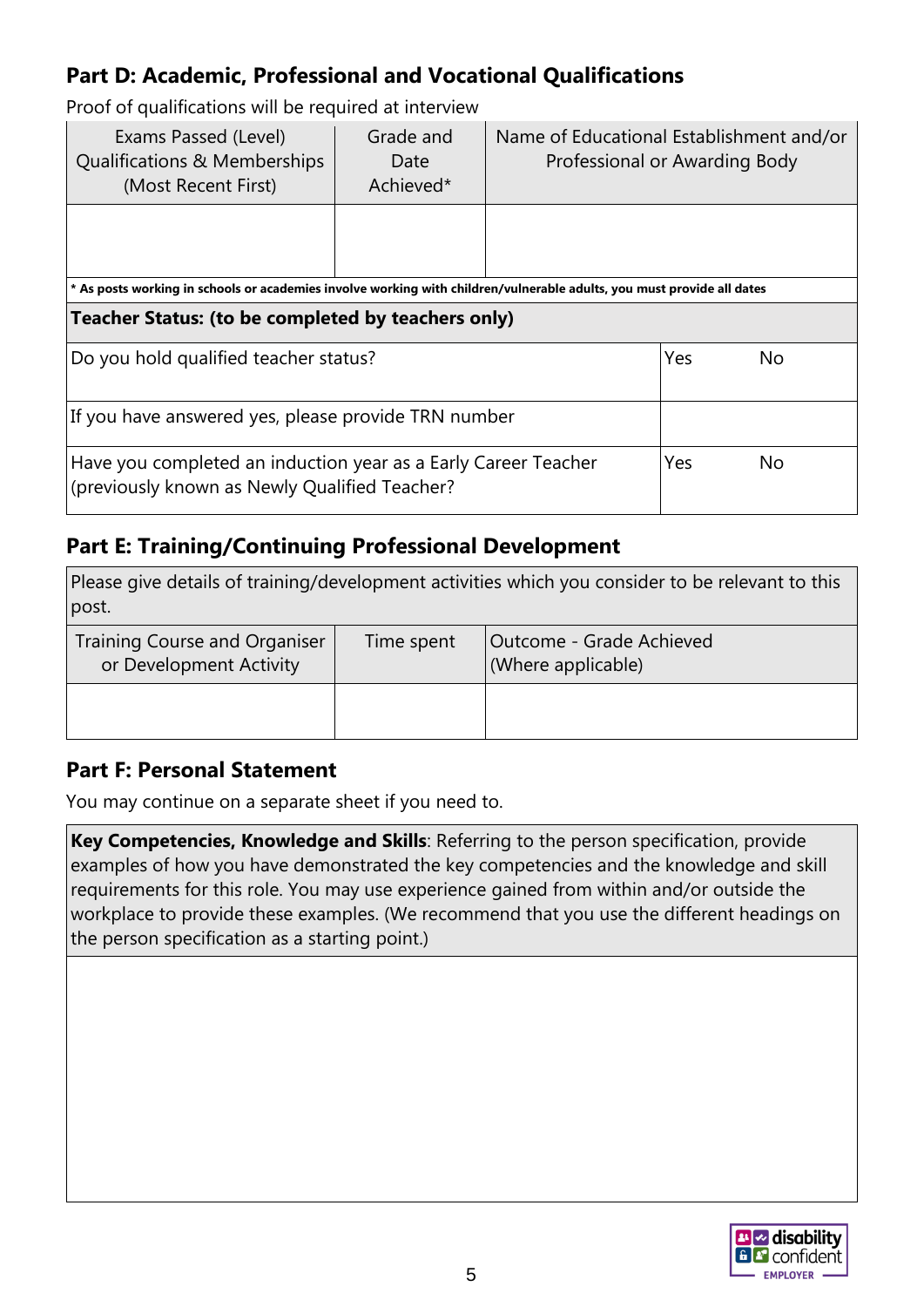## Part D: Academic, Professional and Vocational Qualifications

Proof of qualifications will be required at interview

| Exams Passed (Level) Qualifications & Memberships (Most Recent First) | Grade and Date Achieved* | Name of Educational Establishment and/or Professional or Awarding Body |
|---|---|---|
| | | |

**\* As posts working in schools or academies involve working with children/vulnerable adults, you must provide all dates**

| **Teacher Status: (to be completed by teachers only)** | | |
|---|---|---|
| Do you hold qualified teacher status? | Yes | No |
| If you have answered yes, please provide TRN number | | |
| Have you completed an induction year as a Early Career Teacher (previously known as Newly Qualified Teacher? | Yes | No |

## Part E: Training/Continuing Professional Development

Please give details of training/development activities which you consider to be relevant to this post.

| Training Course and Organiser or Development Activity | Time spent | Outcome - Grade Achieved (Where applicable) |
|---|---|---|
| | | |

## Part F: Personal Statement

You may continue on a separate sheet if you need to.

**Key Competencies, Knowledge and Skills**: Referring to the person specification, provide examples of how you have demonstrated the key competencies and the knowledge and skill requirements for this role. You may use experience gained from within and/or outside the workplace to provide these examples. (We recommend that you use the different headings on the person specification as a starting point.)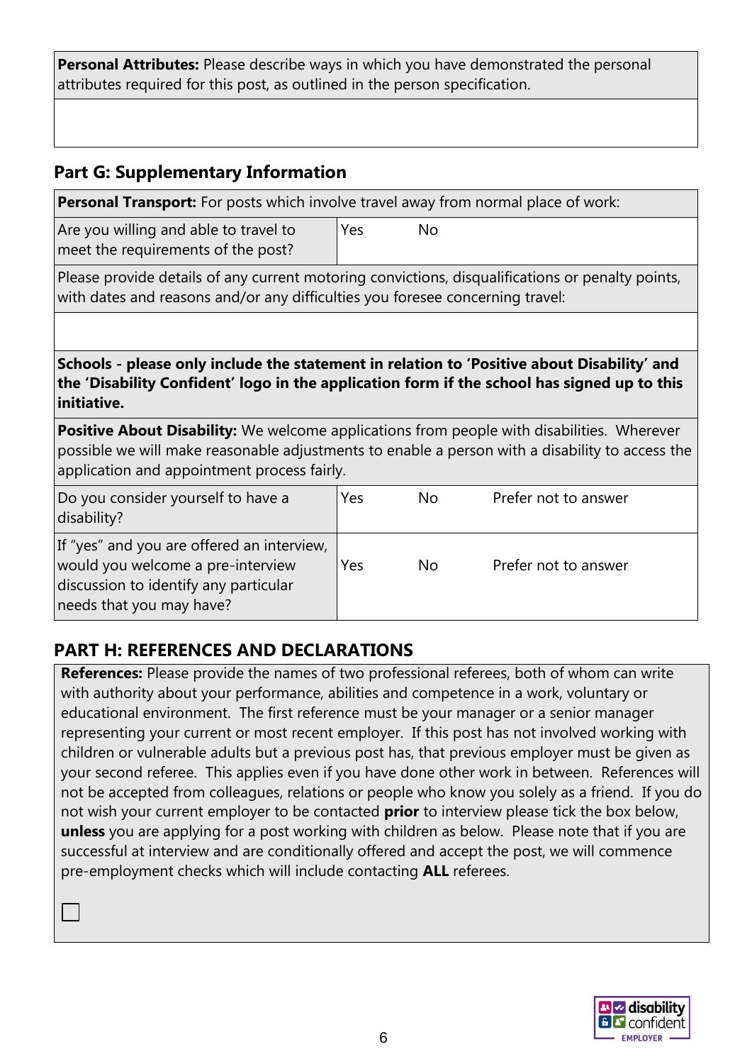| **Personal Attributes:** Please describe ways in which you have demonstrated the personal attributes required for this post, as outlined in the person specification. |
| --- |
| |

## Part G: Supplementary Information

| **Personal Transport:** For posts which involve travel away from normal place of work: | | | |
| --- | --- | --- | --- |
| Are you willing and able to travel to meet the requirements of the post? | Yes | No | |
| Please provide details of any current motoring convictions, disqualifications or penalty points, with dates and reasons and/or any difficulties you foresee concerning travel: | | | |
| | | | |
| **Schools - please only include the statement in relation to 'Positive about Disability' and the 'Disability Confident' logo in the application form if the school has signed up to this initiative.** | | | |
| **Positive About Disability:** We welcome applications from people with disabilities. Wherever possible we will make reasonable adjustments to enable a person with a disability to access the application and appointment process fairly. | | | |
| Do you consider yourself to have a disability? | Yes | No | Prefer not to answer |
| If "yes" and you are offered an interview, would you welcome a pre-interview discussion to identify any particular needs that you may have? | Yes | No | Prefer not to answer |

## PART H: REFERENCES AND DECLARATIONS

**References:** Please provide the names of two professional referees, both of whom can write with authority about your performance, abilities and competence in a work, voluntary or educational environment. The first reference must be your manager or a senior manager representing your current or most recent employer. If this post has not involved working with children or vulnerable adults but a previous post has, that previous employer must be given as your second referee. This applies even if you have done other work in between. References will not be accepted from colleagues, relations or people who know you solely as a friend. If you do not wish your current employer to be contacted **prior** to interview please tick the box below, **unless** you are applying for a post working with children as below. Please note that if you are successful at interview and are conditionally offered and accept the post, we will commence pre-employment checks which will include contacting **ALL** referees.

☐

disability confident EMPLOYER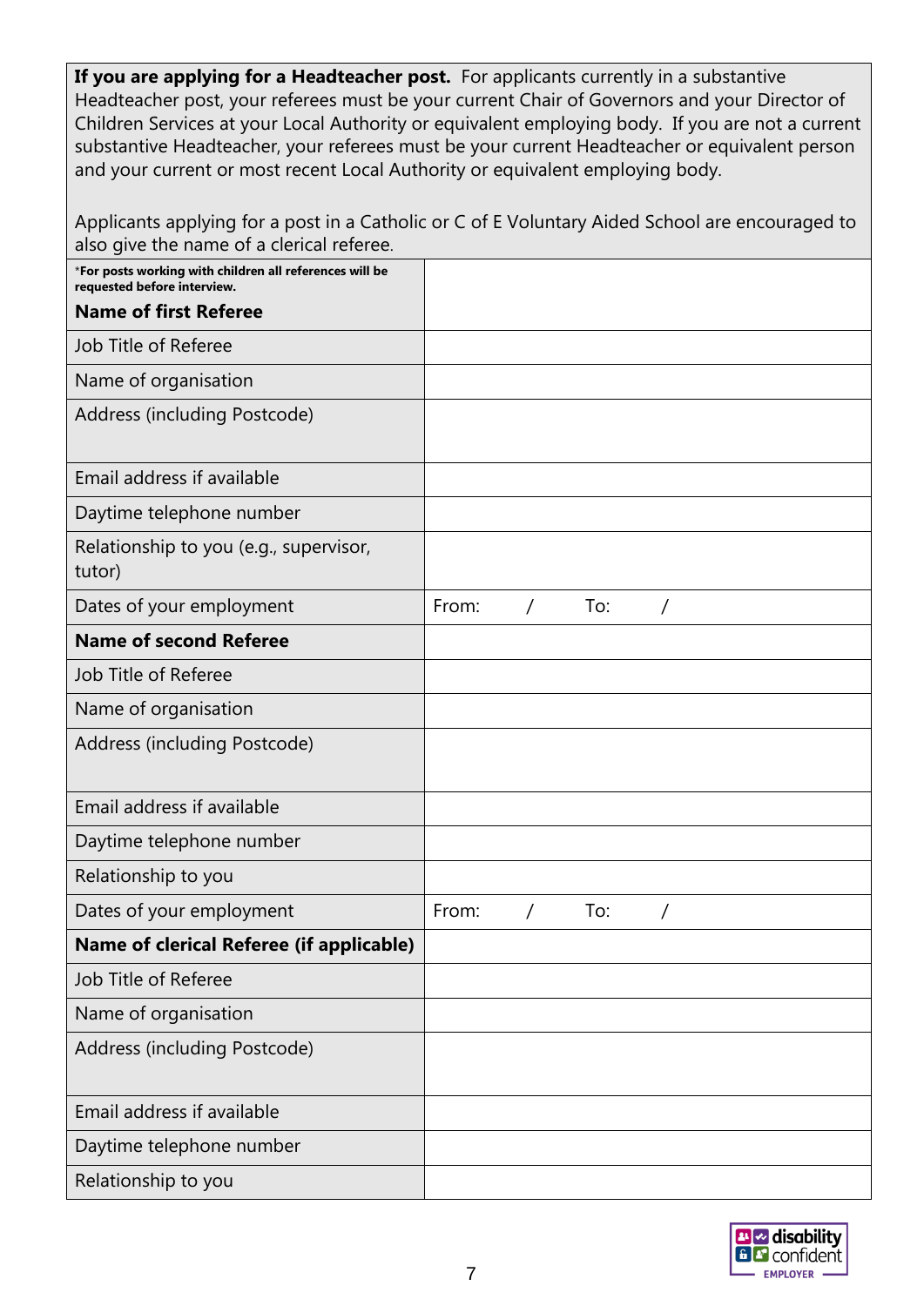**If you are applying for a Headteacher post.** For applicants currently in a substantive Headteacher post, your referees must be your current Chair of Governors and your Director of Children Services at your Local Authority or equivalent employing body. If you are not a current substantive Headteacher, your referees must be your current Headteacher or equivalent person and your current or most recent Local Authority or equivalent employing body.

Applicants applying for a post in a Catholic or C of E Voluntary Aided School are encouraged to also give the name of a clerical referee.

| *For posts working with children all references will be requested before interview. **Name of first Referee** | |
|---|---|
| Job Title of Referee | |
| Name of organisation | |
| Address (including Postcode) | |
| Email address if available | |
| Daytime telephone number | |
| Relationship to you (e.g., supervisor, tutor) | |
| Dates of your employment | From: / To: / |
| **Name of second Referee** | |
| Job Title of Referee | |
| Name of organisation | |
| Address (including Postcode) | |
| Email address if available | |
| Daytime telephone number | |
| Relationship to you | |
| Dates of your employment | From: / To: / |
| **Name of clerical Referee (if applicable)** | |
| Job Title of Referee | |
| Name of organisation | |
| Address (including Postcode) | |
| Email address if available | |
| Daytime telephone number | |
| Relationship to you | |

disability confident EMPLOYER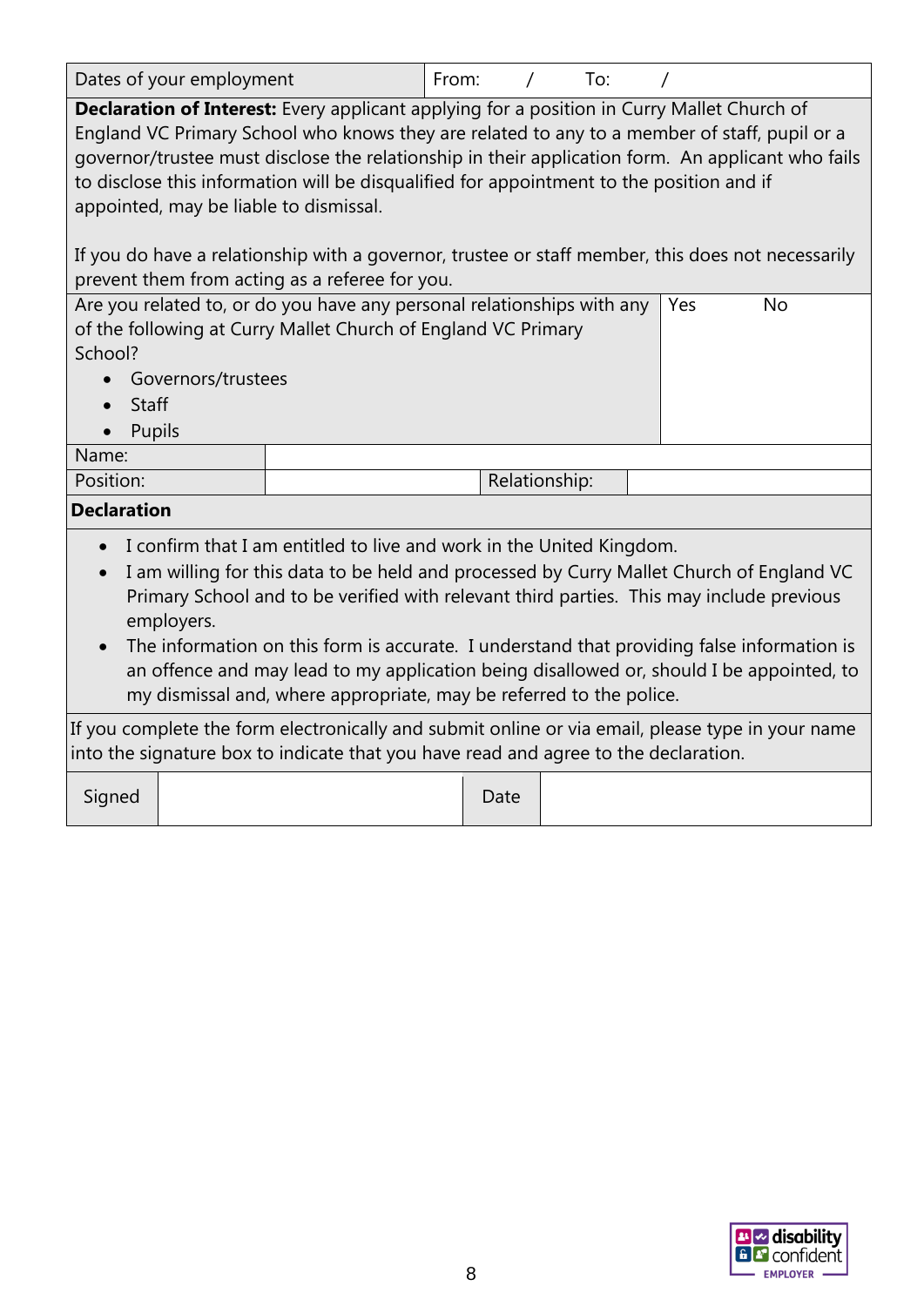| Dates of your employment | From: / | To: / |
|---|---|---|

**Declaration of Interest:** Every applicant applying for a position in Curry Mallet Church of England VC Primary School who knows they are related to any to a member of staff, pupil or a governor/trustee must disclose the relationship in their application form. An applicant who fails to disclose this information will be disqualified for appointment to the position and if appointed, may be liable to dismissal.

If you do have a relationship with a governor, trustee or staff member, this does not necessarily prevent them from acting as a referee for you.

| Are you related to, or do you have any personal relationships with any of the following at Curry Mallet Church of England VC Primary School?<br>• Governors/trustees<br>• Staff<br>• Pupils | Yes | No |
|---|---|---|

| Name: | | | |
|---|---|---|---|
| Position: | | Relationship: | |

**Declaration**

- I confirm that I am entitled to live and work in the United Kingdom.
- I am willing for this data to be held and processed by Curry Mallet Church of England VC Primary School and to be verified with relevant third parties. This may include previous employers.
- The information on this form is accurate. I understand that providing false information is an offence and may lead to my application being disallowed or, should I be appointed, to my dismissal and, where appropriate, may be referred to the police.

If you complete the form electronically and submit online or via email, please type in your name into the signature box to indicate that you have read and agree to the declaration.

| Signed | | Date | |
|---|---|---|---|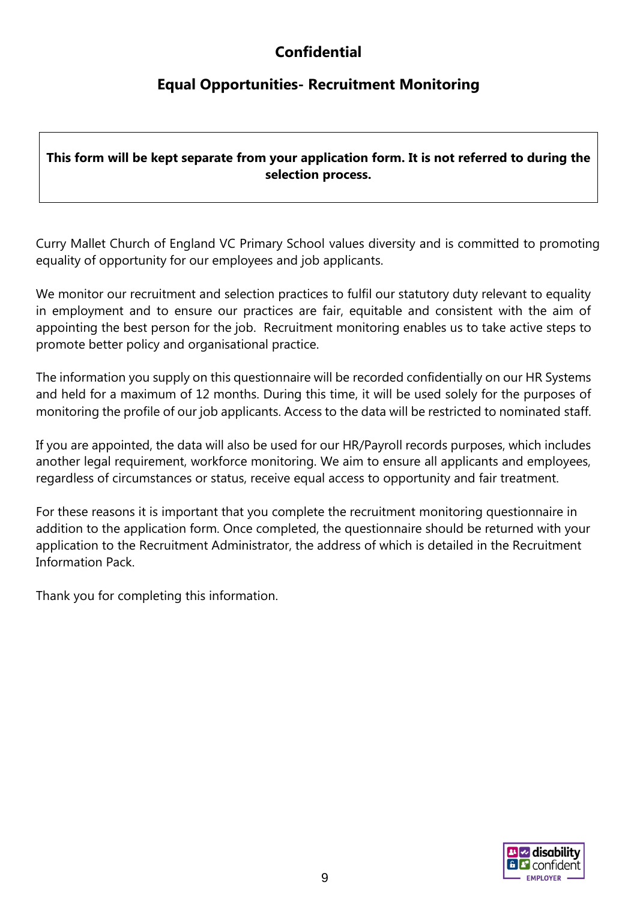**Confidential**

## Equal Opportunities- Recruitment Monitoring

**This form will be kept separate from your application form. It is not referred to during the selection process.**

Curry Mallet Church of England VC Primary School values diversity and is committed to promoting equality of opportunity for our employees and job applicants.

We monitor our recruitment and selection practices to fulfil our statutory duty relevant to equality in employment and to ensure our practices are fair, equitable and consistent with the aim of appointing the best person for the job. Recruitment monitoring enables us to take active steps to promote better policy and organisational practice.

The information you supply on this questionnaire will be recorded confidentially on our HR Systems and held for a maximum of 12 months. During this time, it will be used solely for the purposes of monitoring the profile of our job applicants. Access to the data will be restricted to nominated staff.

If you are appointed, the data will also be used for our HR/Payroll records purposes, which includes another legal requirement, workforce monitoring. We aim to ensure all applicants and employees, regardless of circumstances or status, receive equal access to opportunity and fair treatment.

For these reasons it is important that you complete the recruitment monitoring questionnaire in addition to the application form. Once completed, the questionnaire should be returned with your application to the Recruitment Administrator, the address of which is detailed in the Recruitment Information Pack.

Thank you for completing this information.

disability confident EMPLOYER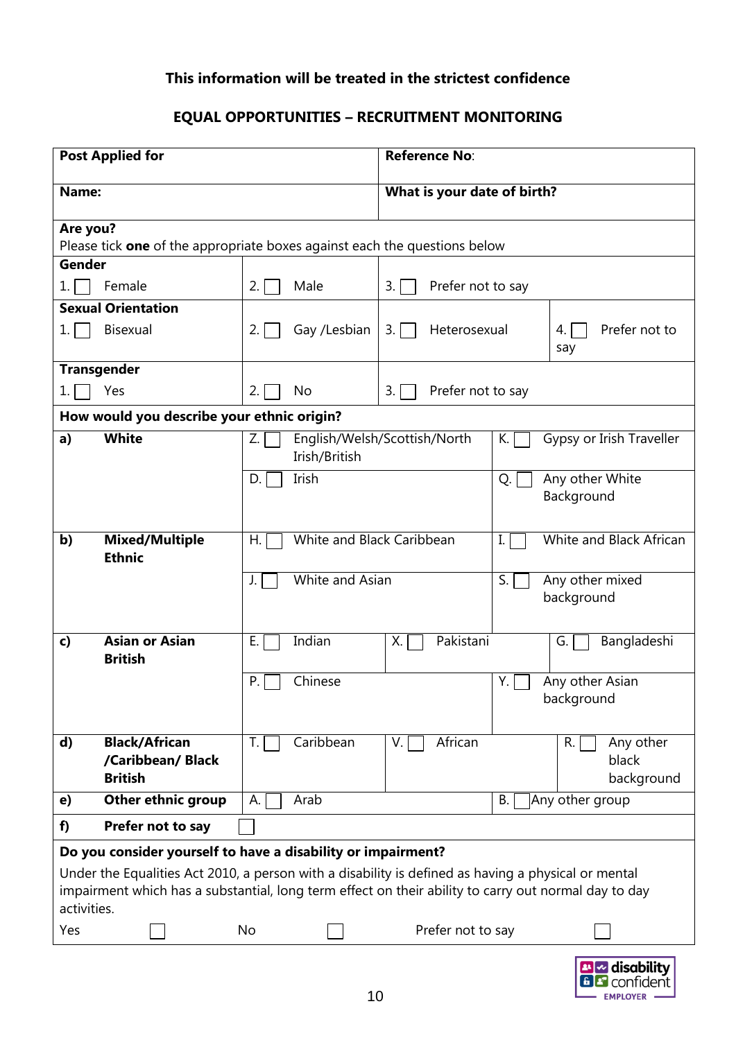**This information will be treated in the strictest confidence**

**EQUAL OPPORTUNITIES – RECRUITMENT MONITORING**

| **Post Applied for** | **Reference No**: |
|---|---|
| **Name:** | **What is your date of birth?** |

**Are you?**
Please tick **one** of the appropriate boxes against each the questions below

| **Gender** | | | |
|---|---|---|---|
| 1. ☐ Female | 2. ☐ Male | 3. ☐ Prefer not to say | |
| **Sexual Orientation** | | | |
| 1. ☐ Bisexual | 2. ☐ Gay /Lesbian | 3. ☐ Heterosexual | 4. ☐ Prefer not to say |
| **Transgender** | | | |
| 1. ☐ Yes | 2. ☐ No | 3. ☐ Prefer not to say | |

**How would you describe your ethnic origin?**

| | | | | |
|---|---|---|---|---|
| **a)** | **White** | Z. ☐ English/Welsh/Scottish/North Irish/British | | K. ☐ Gypsy or Irish Traveller |
| | | D. ☐ Irish | | Q. ☐ Any other White Background |
| **b)** | **Mixed/Multiple Ethnic** | H. ☐ White and Black Caribbean | | I. ☐ White and Black African |
| | | J. ☐ White and Asian | | S. ☐ Any other mixed background |
| **c)** | **Asian or Asian British** | E. ☐ Indian | X. ☐ Pakistani | G. ☐ Bangladeshi |
| | | P. ☐ Chinese | | Y. ☐ Any other Asian background |
| **d)** | **Black/African /Caribbean/ Black British** | T. ☐ Caribbean | V. ☐ African | R. ☐ Any other black background |
| **e)** | **Other ethnic group** | A. ☐ Arab | | B. ☐ Any other group |
| **f)** | **Prefer not to say** | ☐ | | |

**Do you consider yourself to have a disability or impairment?**

Under the Equalities Act 2010, a person with a disability is defined as having a physical or mental impairment which has a substantial, long term effect on their ability to carry out normal day to day activities.

Yes ☐ No ☐ Prefer not to say ☐

disability confident EMPLOYER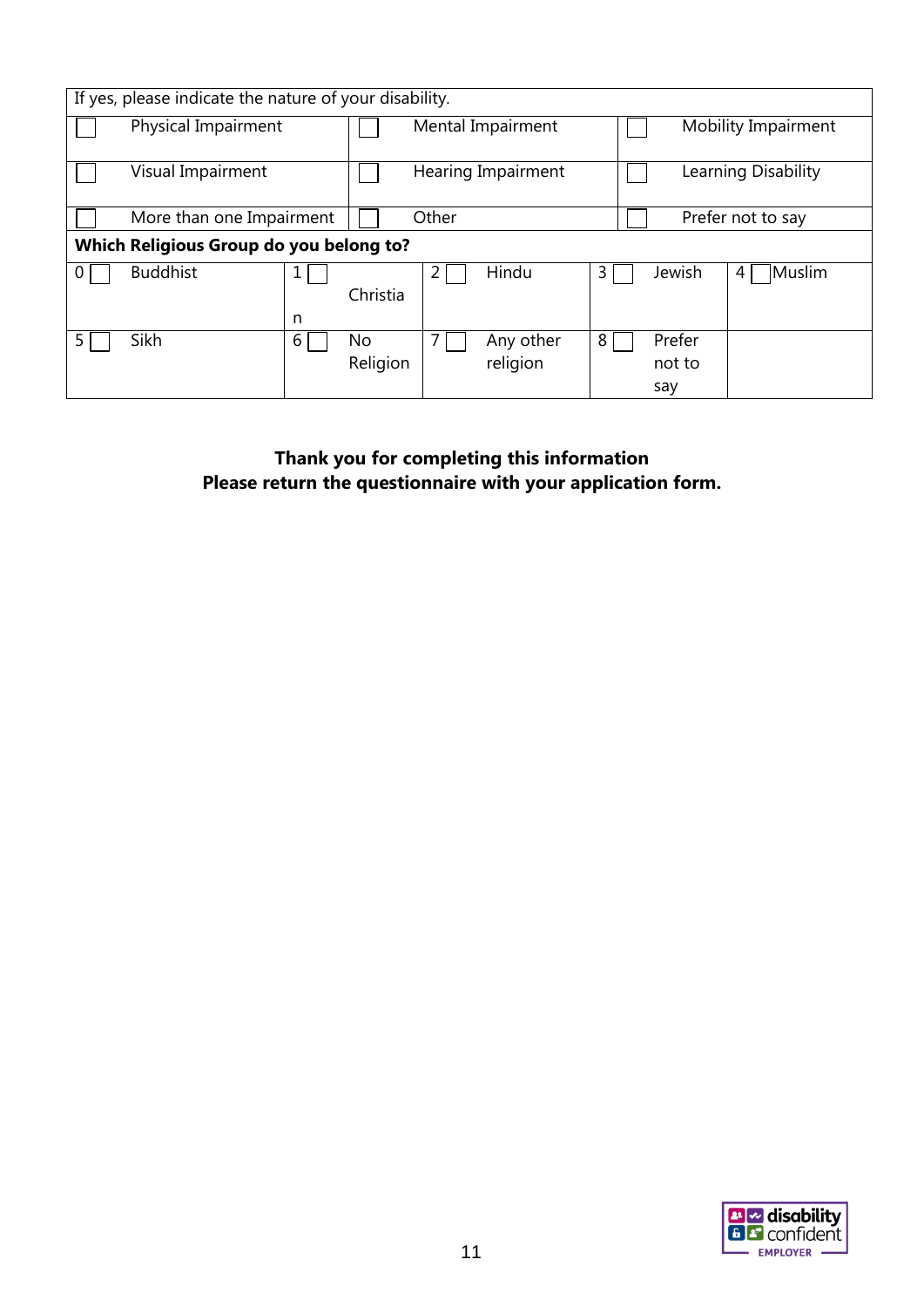| If yes, please indicate the nature of your disability. | | |
|---|---|---|
| ☐ Physical Impairment | ☐ Mental Impairment | ☐ Mobility Impairment |
| ☐ Visual Impairment | ☐ Hearing Impairment | ☐ Learning Disability |
| ☐ More than one Impairment | ☐ Other | ☐ Prefer not to say |

**Which Religious Group do you belong to?**

| | | | | |
|---|---|---|---|---|
| 0 ☐ Buddhist | 1 ☐ Christian | 2 ☐ Hindu | 3 ☐ Jewish | 4 ☐ Muslim |
| 5 ☐ Sikh | 6 ☐ No Religion | 7 ☐ Any other religion | 8 ☐ Prefer not to say | |

**Thank you for completing this information**
**Please return the questionnaire with your application form.**

disability confident EMPLOYER